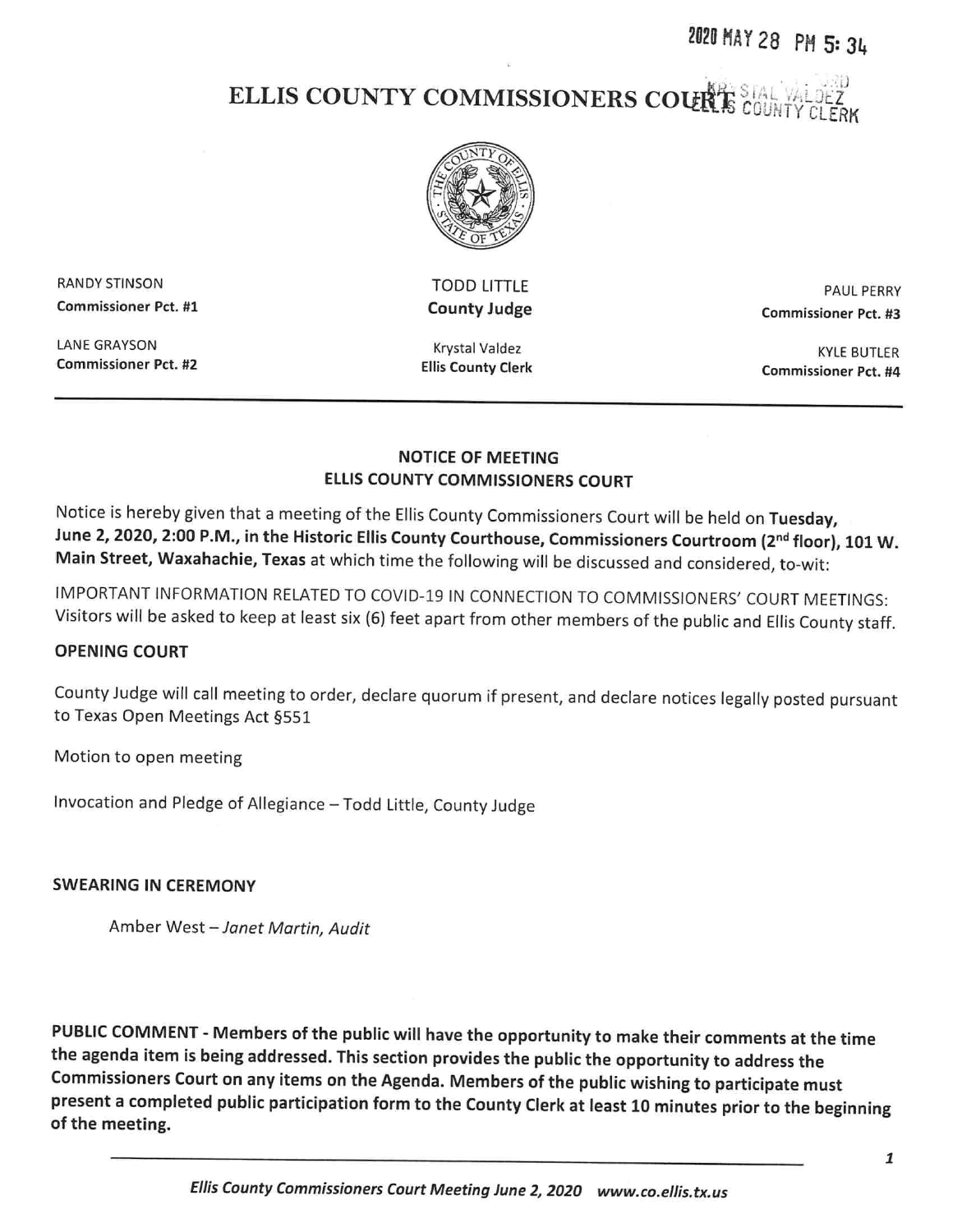2020 MAY 28 PM 5: 34

KRYSTAL VALDEZ
ELLIS COUNTY CLERK

# ELLIS COUNTY COMMISSIONERS COURT

| | | |
|---|---|---|
| RANDY STINSON<br>**Commissioner Pct. #1** | TODD LITTLE<br>**County Judge** | PAUL PERRY<br>**Commissioner Pct. #3** |
| LANE GRAYSON<br>**Commissioner Pct. #2** | Krystal Valdez<br>**Ellis County Clerk** | KYLE BUTLER<br>**Commissioner Pct. #4** |

## NOTICE OF MEETING
## ELLIS COUNTY COMMISSIONERS COURT

Notice is hereby given that a meeting of the Ellis County Commissioners Court will be held on **Tuesday, June 2, 2020, 2:00 P.M., in the Historic Ellis County Courthouse, Commissioners Courtroom (2nd floor), 101 W. Main Street, Waxahachie, Texas** at which time the following will be discussed and considered, to-wit:

IMPORTANT INFORMATION RELATED TO COVID-19 IN CONNECTION TO COMMISSIONERS' COURT MEETINGS: Visitors will be asked to keep at least six (6) feet apart from other members of the public and Ellis County staff.

### OPENING COURT

County Judge will call meeting to order, declare quorum if present, and declare notices legally posted pursuant to Texas Open Meetings Act §551

Motion to open meeting

Invocation and Pledge of Allegiance – Todd Little, County Judge

### SWEARING IN CEREMONY

Amber West – *Janet Martin, Audit*

**PUBLIC COMMENT - Members of the public will have the opportunity to make their comments at the time the agenda item is being addressed. This section provides the public the opportunity to address the Commissioners Court on any items on the Agenda. Members of the public wishing to participate must present a completed public participation form to the County Clerk at least 10 minutes prior to the beginning of the meeting.**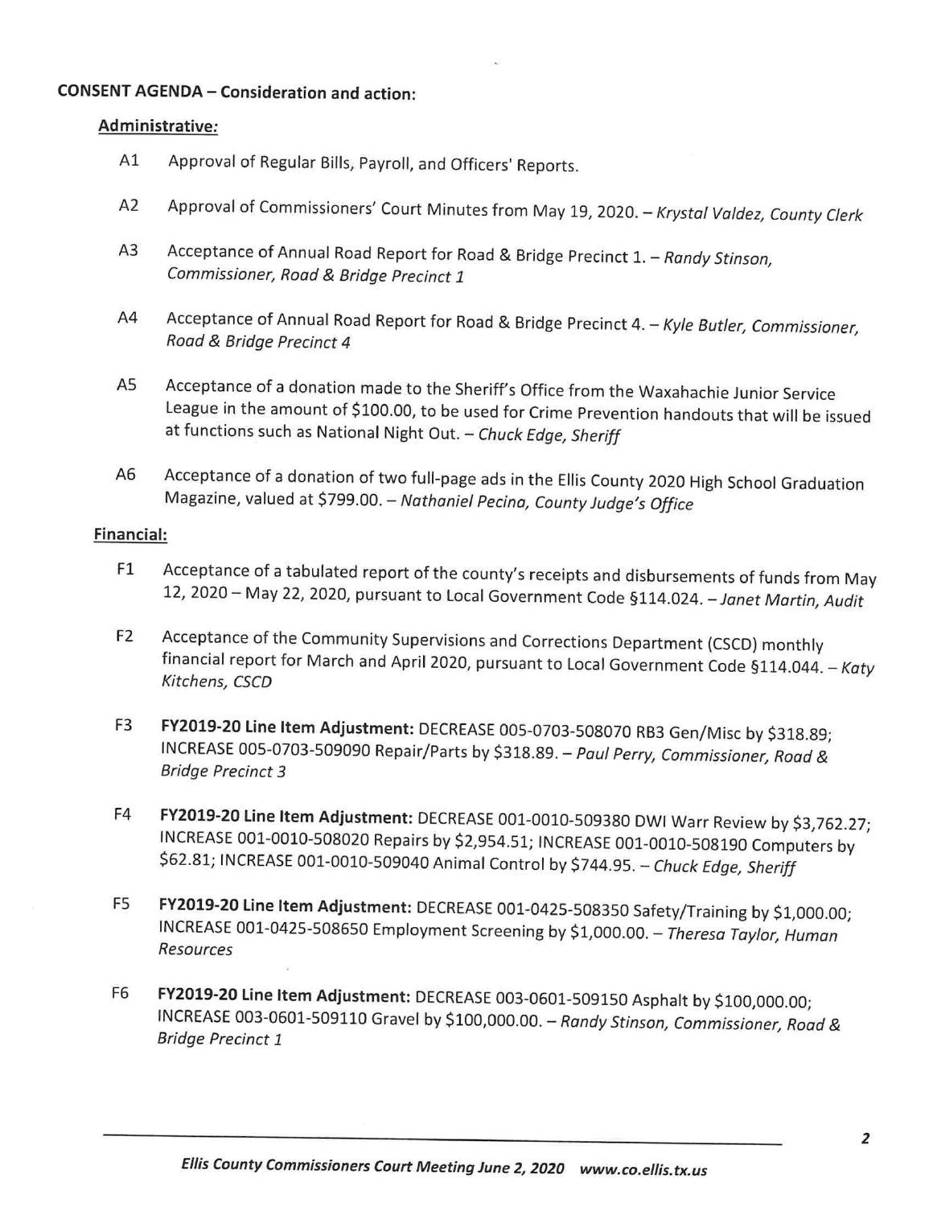**CONSENT AGENDA – Consideration and action:**

**Administrative:**

A1 Approval of Regular Bills, Payroll, and Officers' Reports.

A2 Approval of Commissioners' Court Minutes from May 19, 2020. – *Krystal Valdez, County Clerk*

A3 Acceptance of Annual Road Report for Road & Bridge Precinct 1. – *Randy Stinson, Commissioner, Road & Bridge Precinct 1*

A4 Acceptance of Annual Road Report for Road & Bridge Precinct 4. – *Kyle Butler, Commissioner, Road & Bridge Precinct 4*

A5 Acceptance of a donation made to the Sheriff's Office from the Waxahachie Junior Service League in the amount of $100.00, to be used for Crime Prevention handouts that will be issued at functions such as National Night Out. – *Chuck Edge, Sheriff*

A6 Acceptance of a donation of two full-page ads in the Ellis County 2020 High School Graduation Magazine, valued at $799.00. – *Nathaniel Pecina, County Judge's Office*

**Financial:**

F1 Acceptance of a tabulated report of the county's receipts and disbursements of funds from May 12, 2020 – May 22, 2020, pursuant to Local Government Code §114.024. – *Janet Martin, Audit*

F2 Acceptance of the Community Supervisions and Corrections Department (CSCD) monthly financial report for March and April 2020, pursuant to Local Government Code §114.044. – *Katy Kitchens, CSCD*

F3 **FY2019-20 Line Item Adjustment:** DECREASE 005-0703-508070 RB3 Gen/Misc by $318.89; INCREASE 005-0703-509090 Repair/Parts by $318.89. – *Paul Perry, Commissioner, Road & Bridge Precinct 3*

F4 **FY2019-20 Line Item Adjustment:** DECREASE 001-0010-509380 DWI Warr Review by $3,762.27; INCREASE 001-0010-508020 Repairs by $2,954.51; INCREASE 001-0010-508190 Computers by $62.81; INCREASE 001-0010-509040 Animal Control by $744.95. – *Chuck Edge, Sheriff*

F5 **FY2019-20 Line Item Adjustment:** DECREASE 001-0425-508350 Safety/Training by $1,000.00; INCREASE 001-0425-508650 Employment Screening by $1,000.00. – *Theresa Taylor, Human Resources*

F6 **FY2019-20 Line Item Adjustment:** DECREASE 003-0601-509150 Asphalt by $100,000.00; INCREASE 003-0601-509110 Gravel by $100,000.00. – *Randy Stinson, Commissioner, Road & Bridge Precinct 1*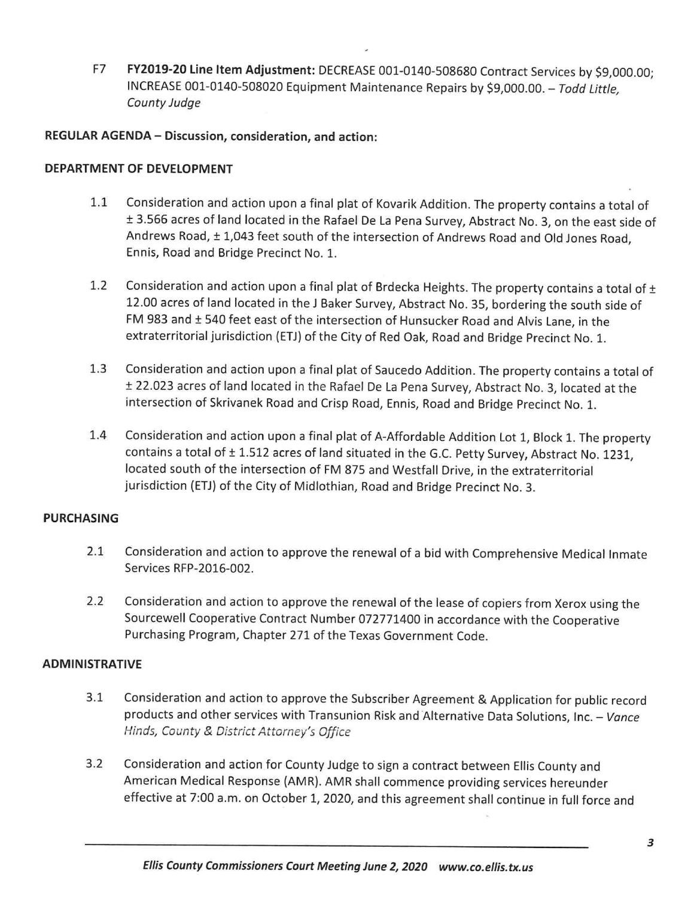F7 **FY2019-20 Line Item Adjustment:** DECREASE 001-0140-508680 Contract Services by $9,000.00; INCREASE 001-0140-508020 Equipment Maintenance Repairs by $9,000.00. – *Todd Little, County Judge*

**REGULAR AGENDA – Discussion, consideration, and action:**

**DEPARTMENT OF DEVELOPMENT**

1.1 Consideration and action upon a final plat of Kovarik Addition. The property contains a total of ± 3.566 acres of land located in the Rafael De La Pena Survey, Abstract No. 3, on the east side of Andrews Road, ± 1,043 feet south of the intersection of Andrews Road and Old Jones Road, Ennis, Road and Bridge Precinct No. 1.

1.2 Consideration and action upon a final plat of Brdecka Heights. The property contains a total of ± 12.00 acres of land located in the J Baker Survey, Abstract No. 35, bordering the south side of FM 983 and ± 540 feet east of the intersection of Hunsucker Road and Alvis Lane, in the extraterritorial jurisdiction (ETJ) of the City of Red Oak, Road and Bridge Precinct No. 1.

1.3 Consideration and action upon a final plat of Saucedo Addition. The property contains a total of ± 22.023 acres of land located in the Rafael De La Pena Survey, Abstract No. 3, located at the intersection of Skrivanek Road and Crisp Road, Ennis, Road and Bridge Precinct No. 1.

1.4 Consideration and action upon a final plat of A-Affordable Addition Lot 1, Block 1. The property contains a total of ± 1.512 acres of land situated in the G.C. Petty Survey, Abstract No. 1231, located south of the intersection of FM 875 and Westfall Drive, in the extraterritorial jurisdiction (ETJ) of the City of Midlothian, Road and Bridge Precinct No. 3.

**PURCHASING**

2.1 Consideration and action to approve the renewal of a bid with Comprehensive Medical Inmate Services RFP-2016-002.

2.2 Consideration and action to approve the renewal of the lease of copiers from Xerox using the Sourcewell Cooperative Contract Number 072771400 in accordance with the Cooperative Purchasing Program, Chapter 271 of the Texas Government Code.

**ADMINISTRATIVE**

3.1 Consideration and action to approve the Subscriber Agreement & Application for public record products and other services with Transunion Risk and Alternative Data Solutions, Inc. – *Vance Hinds, County & District Attorney's Office*

3.2 Consideration and action for County Judge to sign a contract between Ellis County and American Medical Response (AMR). AMR shall commence providing services hereunder effective at 7:00 a.m. on October 1, 2020, and this agreement shall continue in full force and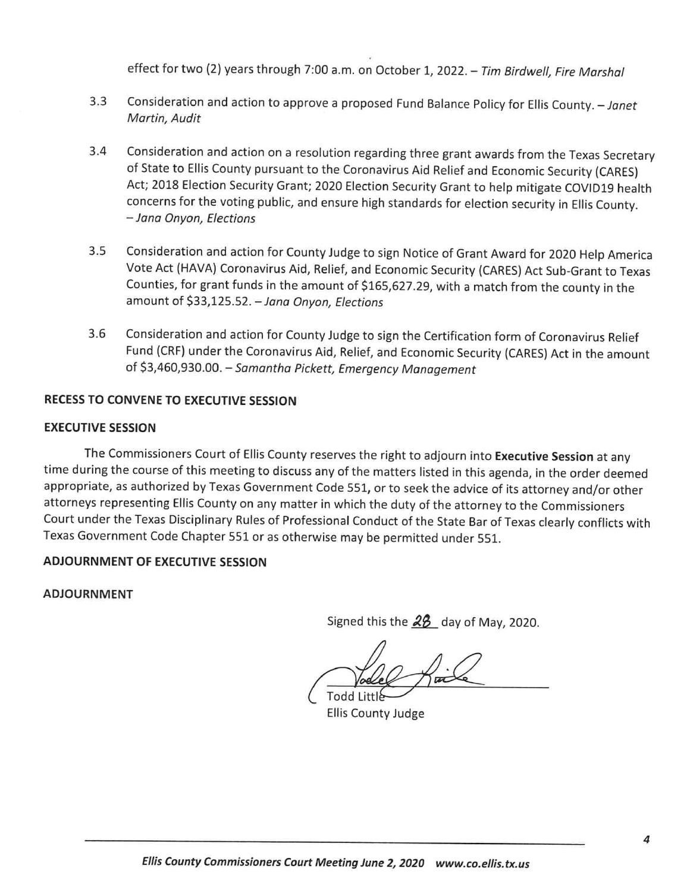effect for two (2) years through 7:00 a.m. on October 1, 2022. – *Tim Birdwell, Fire Marshal*

3.3 Consideration and action to approve a proposed Fund Balance Policy for Ellis County. – *Janet Martin, Audit*

3.4 Consideration and action on a resolution regarding three grant awards from the Texas Secretary of State to Ellis County pursuant to the Coronavirus Aid Relief and Economic Security (CARES) Act; 2018 Election Security Grant; 2020 Election Security Grant to help mitigate COVID19 health concerns for the voting public, and ensure high standards for election security in Ellis County. – *Jana Onyon, Elections*

3.5 Consideration and action for County Judge to sign Notice of Grant Award for 2020 Help America Vote Act (HAVA) Coronavirus Aid, Relief, and Economic Security (CARES) Act Sub-Grant to Texas Counties, for grant funds in the amount of $165,627.29, with a match from the county in the amount of $33,125.52. – *Jana Onyon, Elections*

3.6 Consideration and action for County Judge to sign the Certification form of Coronavirus Relief Fund (CRF) under the Coronavirus Aid, Relief, and Economic Security (CARES) Act in the amount of $3,460,930.00. – *Samantha Pickett, Emergency Management*

**RECESS TO CONVENE TO EXECUTIVE SESSION**

**EXECUTIVE SESSION**

The Commissioners Court of Ellis County reserves the right to adjourn into **Executive Session** at any time during the course of this meeting to discuss any of the matters listed in this agenda, in the order deemed appropriate, as authorized by Texas Government Code 551, or to seek the advice of its attorney and/or other attorneys representing Ellis County on any matter in which the duty of the attorney to the Commissioners Court under the Texas Disciplinary Rules of Professional Conduct of the State Bar of Texas clearly conflicts with Texas Government Code Chapter 551 or as otherwise may be permitted under 551.

**ADJOURNMENT OF EXECUTIVE SESSION**

**ADJOURNMENT**

Signed this the 28 day of May, 2020.

Todd Little
Ellis County Judge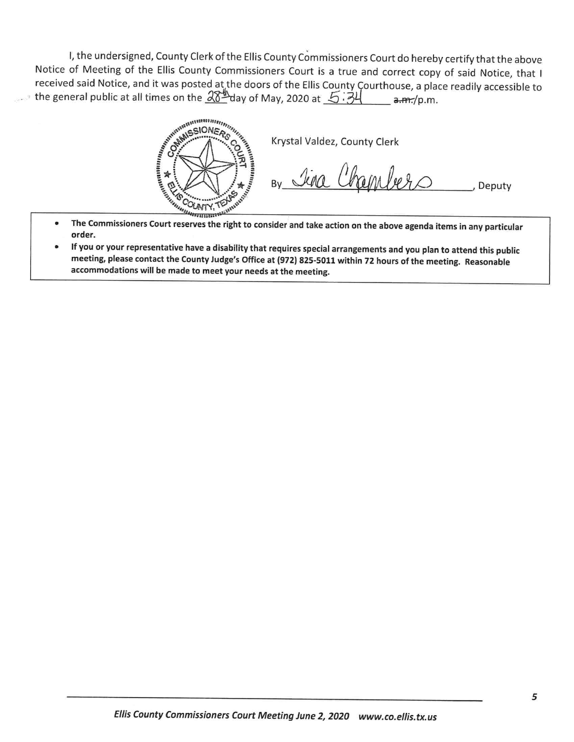I, the undersigned, County Clerk of the Ellis County Commissioners Court do hereby certify that the above Notice of Meeting of the Ellis County Commissioners Court is a true and correct copy of said Notice, that I received said Notice, and it was posted at the doors of the Ellis County Courthouse, a place readily accessible to the general public at all times on the 28th day of May, 2020 at 5:34 ~~a.m.~~/p.m.

Krystal Valdez, County Clerk

By Tina Chambers, Deputy

- **The Commissioners Court reserves the right to consider and take action on the above agenda items in any particular order.**
- **If you or your representative have a disability that requires special arrangements and you plan to attend this public meeting, please contact the County Judge's Office at (972) 825-5011 within 72 hours of the meeting. Reasonable accommodations will be made to meet your needs at the meeting.**